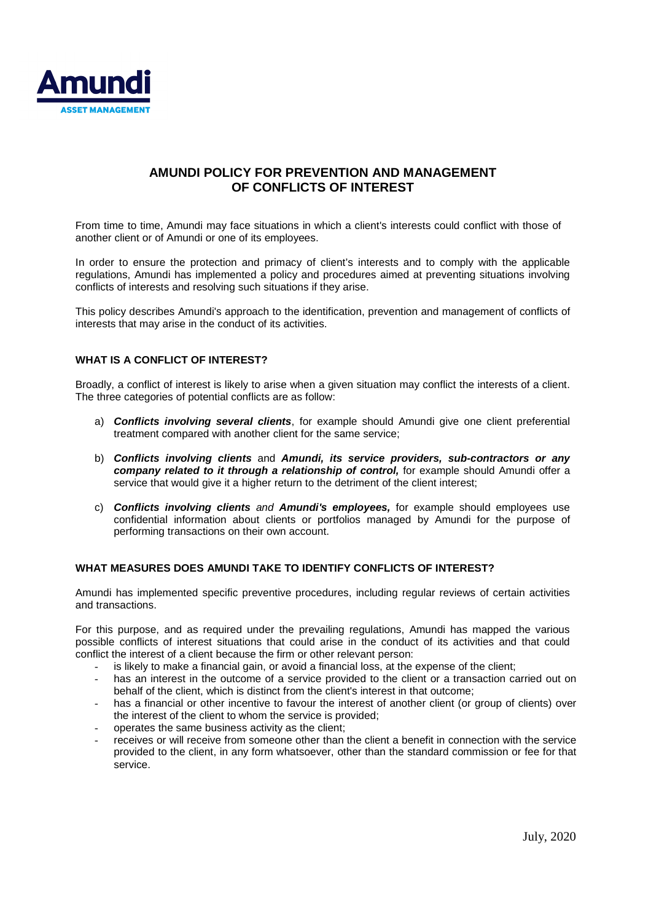**Amundi**
**ASSET MANAGEMENT**

# AMUNDI POLICY FOR PREVENTION AND MANAGEMENT OF CONFLICTS OF INTEREST

From time to time, Amundi may face situations in which a client's interests could conflict with those of another client or of Amundi or one of its employees.

In order to ensure the protection and primacy of client's interests and to comply with the applicable regulations, Amundi has implemented a policy and procedures aimed at preventing situations involving conflicts of interests and resolving such situations if they arise.

This policy describes Amundi's approach to the identification, prevention and management of conflicts of interests that may arise in the conduct of its activities.

## WHAT IS A CONFLICT OF INTEREST?

Broadly, a conflict of interest is likely to arise when a given situation may conflict the interests of a client. The three categories of potential conflicts are as follow:

a) ***Conflicts involving several clients***, for example should Amundi give one client preferential treatment compared with another client for the same service;

b) ***Conflicts involving clients*** and ***Amundi, its service providers, sub-contractors or any company related to it through a relationship of control,*** for example should Amundi offer a service that would give it a higher return to the detriment of the client interest;

c) ***Conflicts involving clients*** *and* ***Amundi's employees,*** for example should employees use confidential information about clients or portfolios managed by Amundi for the purpose of performing transactions on their own account.

## WHAT MEASURES DOES AMUNDI TAKE TO IDENTIFY CONFLICTS OF INTEREST?

Amundi has implemented specific preventive procedures, including regular reviews of certain activities and transactions.

For this purpose, and as required under the prevailing regulations, Amundi has mapped the various possible conflicts of interest situations that could arise in the conduct of its activities and that could conflict the interest of a client because the firm or other relevant person:

- is likely to make a financial gain, or avoid a financial loss, at the expense of the client;
- has an interest in the outcome of a service provided to the client or a transaction carried out on behalf of the client, which is distinct from the client's interest in that outcome;
- has a financial or other incentive to favour the interest of another client (or group of clients) over the interest of the client to whom the service is provided;
- operates the same business activity as the client;
- receives or will receive from someone other than the client a benefit in connection with the service provided to the client, in any form whatsoever, other than the standard commission or fee for that service.

July, 2020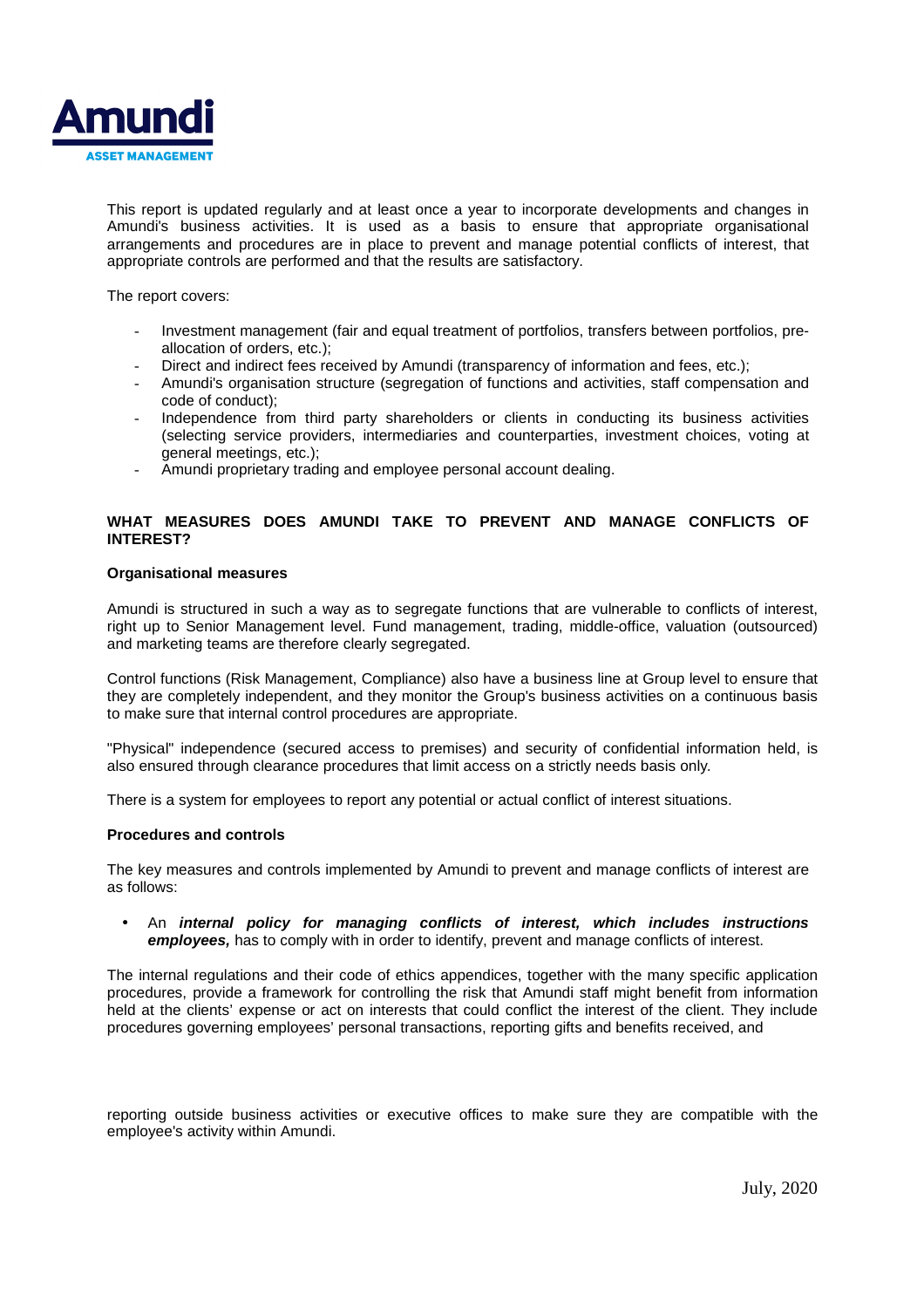This report is updated regularly and at least once a year to incorporate developments and changes in Amundi's business activities. It is used as a basis to ensure that appropriate organisational arrangements and procedures are in place to prevent and manage potential conflicts of interest, that appropriate controls are performed and that the results are satisfactory.

The report covers:

- Investment management (fair and equal treatment of portfolios, transfers between portfolios, pre-allocation of orders, etc.);
- Direct and indirect fees received by Amundi (transparency of information and fees, etc.);
- Amundi's organisation structure (segregation of functions and activities, staff compensation and code of conduct);
- Independence from third party shareholders or clients in conducting its business activities (selecting service providers, intermediaries and counterparties, investment choices, voting at general meetings, etc.);
- Amundi proprietary trading and employee personal account dealing.

## WHAT MEASURES DOES AMUNDI TAKE TO PREVENT AND MANAGE CONFLICTS OF INTEREST?

### Organisational measures

Amundi is structured in such a way as to segregate functions that are vulnerable to conflicts of interest, right up to Senior Management level. Fund management, trading, middle-office, valuation (outsourced) and marketing teams are therefore clearly segregated.

Control functions (Risk Management, Compliance) also have a business line at Group level to ensure that they are completely independent, and they monitor the Group's business activities on a continuous basis to make sure that internal control procedures are appropriate.

"Physical" independence (secured access to premises) and security of confidential information held, is also ensured through clearance procedures that limit access on a strictly needs basis only.

There is a system for employees to report any potential or actual conflict of interest situations.

### Procedures and controls

The key measures and controls implemented by Amundi to prevent and manage conflicts of interest are as follows:

- An ***internal policy for managing conflicts of interest, which includes instructions employees,*** has to comply with in order to identify, prevent and manage conflicts of interest.

The internal regulations and their code of ethics appendices, together with the many specific application procedures, provide a framework for controlling the risk that Amundi staff might benefit from information held at the clients' expense or act on interests that could conflict the interest of the client. They include procedures governing employees' personal transactions, reporting gifts and benefits received, and

reporting outside business activities or executive offices to make sure they are compatible with the employee's activity within Amundi.

July, 2020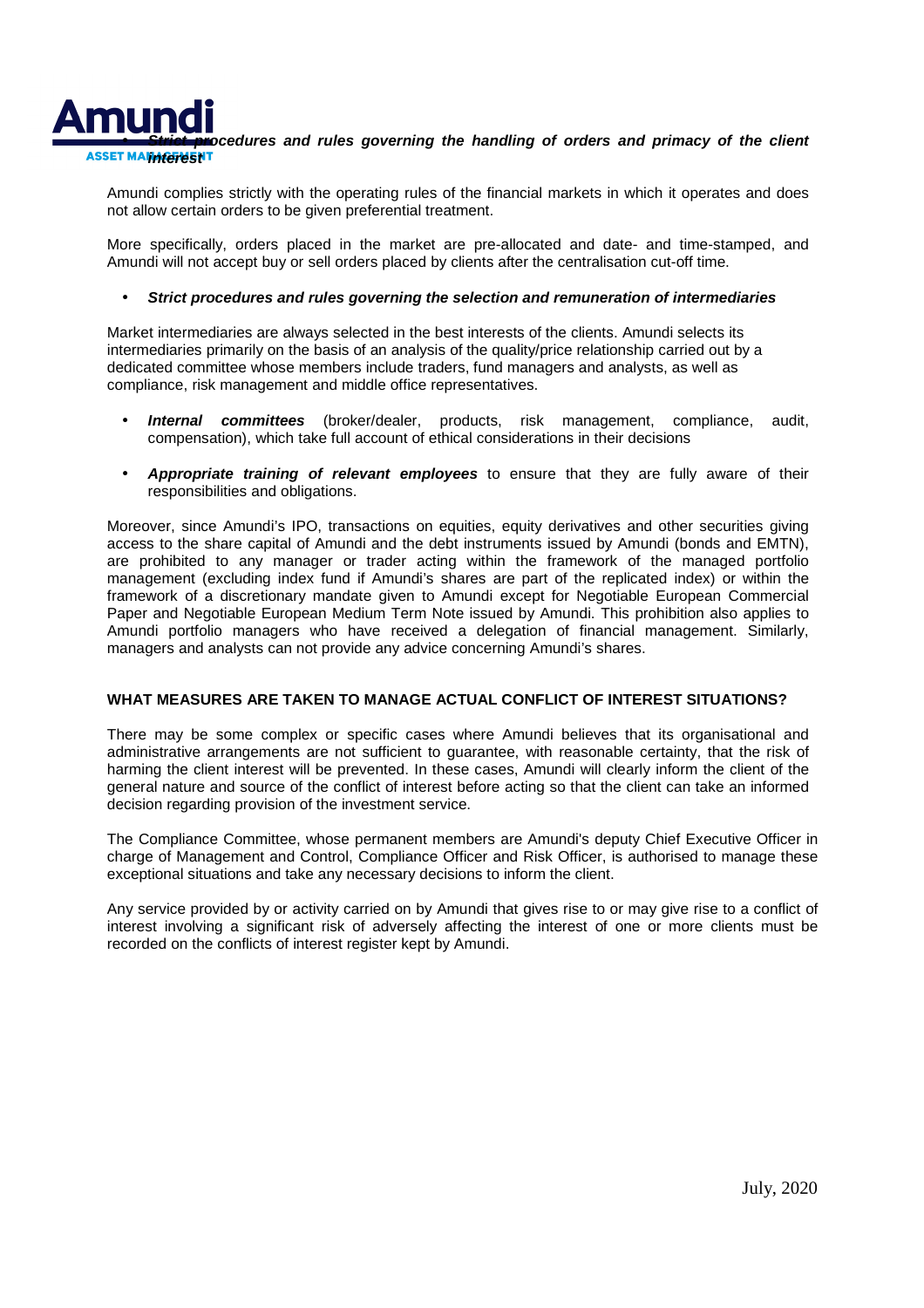- ***Strict procedures and rules governing the handling of orders and primacy of the client interest***

Amundi complies strictly with the operating rules of the financial markets in which it operates and does not allow certain orders to be given preferential treatment.

More specifically, orders placed in the market are pre-allocated and date- and time-stamped, and Amundi will not accept buy or sell orders placed by clients after the centralisation cut-off time.

- ***Strict procedures and rules governing the selection and remuneration of intermediaries***

Market intermediaries are always selected in the best interests of the clients. Amundi selects its intermediaries primarily on the basis of an analysis of the quality/price relationship carried out by a dedicated committee whose members include traders, fund managers and analysts, as well as compliance, risk management and middle office representatives.

- ***Internal committees*** (broker/dealer, products, risk management, compliance, audit, compensation), which take full account of ethical considerations in their decisions

- ***Appropriate training of relevant employees*** to ensure that they are fully aware of their responsibilities and obligations.

Moreover, since Amundi's IPO, transactions on equities, equity derivatives and other securities giving access to the share capital of Amundi and the debt instruments issued by Amundi (bonds and EMTN), are prohibited to any manager or trader acting within the framework of the managed portfolio management (excluding index fund if Amundi's shares are part of the replicated index) or within the framework of a discretionary mandate given to Amundi except for Negotiable European Commercial Paper and Negotiable European Medium Term Note issued by Amundi. This prohibition also applies to Amundi portfolio managers who have received a delegation of financial management. Similarly, managers and analysts can not provide any advice concerning Amundi's shares.

**WHAT MEASURES ARE TAKEN TO MANAGE ACTUAL CONFLICT OF INTEREST SITUATIONS?**

There may be some complex or specific cases where Amundi believes that its organisational and administrative arrangements are not sufficient to guarantee, with reasonable certainty, that the risk of harming the client interest will be prevented. In these cases, Amundi will clearly inform the client of the general nature and source of the conflict of interest before acting so that the client can take an informed decision regarding provision of the investment service.

The Compliance Committee, whose permanent members are Amundi's deputy Chief Executive Officer in charge of Management and Control, Compliance Officer and Risk Officer, is authorised to manage these exceptional situations and take any necessary decisions to inform the client.

Any service provided by or activity carried on by Amundi that gives rise to or may give rise to a conflict of interest involving a significant risk of adversely affecting the interest of one or more clients must be recorded on the conflicts of interest register kept by Amundi.

July, 2020